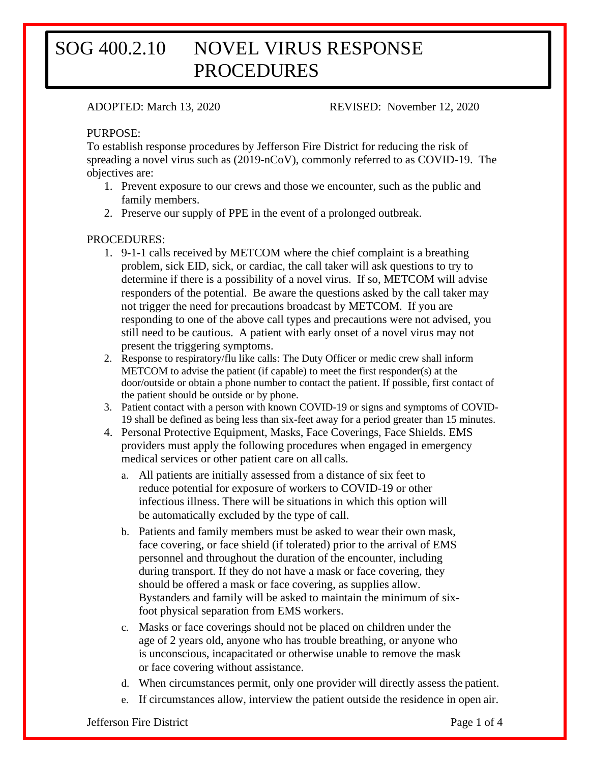# SOG 400.2.10 NOVEL VIRUS RESPONSE PROCEDURES

ADOPTED: March 13, 2020 REVISED: November 12, 2020

PURPOSE:
To establish response procedures by Jefferson Fire District for reducing the risk of spreading a novel virus such as (2019-nCoV), commonly referred to as COVID-19. The objectives are:

1. Prevent exposure to our crews and those we encounter, such as the public and family members.
2. Preserve our supply of PPE in the event of a prolonged outbreak.

PROCEDURES:

1. 9-1-1 calls received by METCOM where the chief complaint is a breathing problem, sick EID, sick, or cardiac, the call taker will ask questions to try to determine if there is a possibility of a novel virus. If so, METCOM will advise responders of the potential. Be aware the questions asked by the call taker may not trigger the need for precautions broadcast by METCOM. If you are responding to one of the above call types and precautions were not advised, you still need to be cautious. A patient with early onset of a novel virus may not present the triggering symptoms.
2. Response to respiratory/flu like calls: The Duty Officer or medic crew shall inform METCOM to advise the patient (if capable) to meet the first responder(s) at the door/outside or obtain a phone number to contact the patient. If possible, first contact of the patient should be outside or by phone.
3. Patient contact with a person with known COVID-19 or signs and symptoms of COVID-19 shall be defined as being less than six-feet away for a period greater than 15 minutes.
4. Personal Protective Equipment, Masks, Face Coverings, Face Shields. EMS providers must apply the following procedures when engaged in emergency medical services or other patient care on all calls.
   a. All patients are initially assessed from a distance of six feet to reduce potential for exposure of workers to COVID-19 or other infectious illness. There will be situations in which this option will be automatically excluded by the type of call.
   b. Patients and family members must be asked to wear their own mask, face covering, or face shield (if tolerated) prior to the arrival of EMS personnel and throughout the duration of the encounter, including during transport. If they do not have a mask or face covering, they should be offered a mask or face covering, as supplies allow. Bystanders and family will be asked to maintain the minimum of six-foot physical separation from EMS workers.
   c. Masks or face coverings should not be placed on children under the age of 2 years old, anyone who has trouble breathing, or anyone who is unconscious, incapacitated or otherwise unable to remove the mask or face covering without assistance.
   d. When circumstances permit, only one provider will directly assess the patient.
   e. If circumstances allow, interview the patient outside the residence in open air.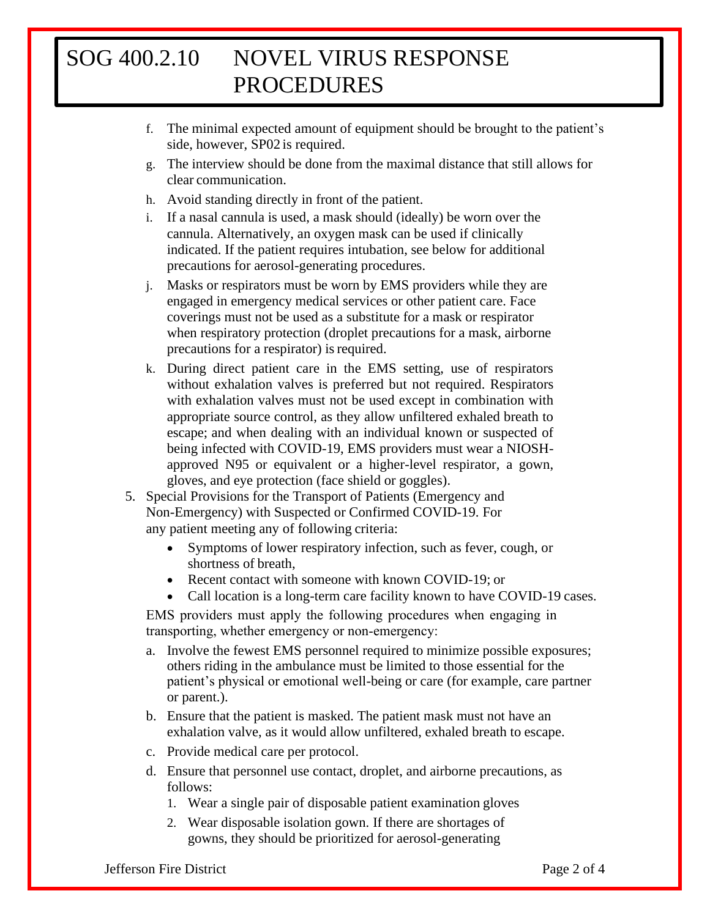f. The minimal expected amount of equipment should be brought to the patient's side, however, SP02 is required.

g. The interview should be done from the maximal distance that still allows for clear communication.

h. Avoid standing directly in front of the patient.

i. If a nasal cannula is used, a mask should (ideally) be worn over the cannula. Alternatively, an oxygen mask can be used if clinically indicated. If the patient requires intubation, see below for additional precautions for aerosol-generating procedures.

j. Masks or respirators must be worn by EMS providers while they are engaged in emergency medical services or other patient care. Face coverings must not be used as a substitute for a mask or respirator when respiratory protection (droplet precautions for a mask, airborne precautions for a respirator) is required.

k. During direct patient care in the EMS setting, use of respirators without exhalation valves is preferred but not required. Respirators with exhalation valves must not be used except in combination with appropriate source control, as they allow unfiltered exhaled breath to escape; and when dealing with an individual known or suspected of being infected with COVID-19, EMS providers must wear a NIOSH-approved N95 or equivalent or a higher-level respirator, a gown, gloves, and eye protection (face shield or goggles).

5. Special Provisions for the Transport of Patients (Emergency and Non-Emergency) with Suspected or Confirmed COVID-19. For any patient meeting any of following criteria:

   - Symptoms of lower respiratory infection, such as fever, cough, or shortness of breath,
   - Recent contact with someone with known COVID-19; or
   - Call location is a long-term care facility known to have COVID-19 cases.

   EMS providers must apply the following procedures when engaging in transporting, whether emergency or non-emergency:

   a. Involve the fewest EMS personnel required to minimize possible exposures; others riding in the ambulance must be limited to those essential for the patient's physical or emotional well-being or care (for example, care partner or parent.).

   b. Ensure that the patient is masked. The patient mask must not have an exhalation valve, as it would allow unfiltered, exhaled breath to escape.

   c. Provide medical care per protocol.

   d. Ensure that personnel use contact, droplet, and airborne precautions, as follows:

      1. Wear a single pair of disposable patient examination gloves
      2. Wear disposable isolation gown. If there are shortages of gowns, they should be prioritized for aerosol-generating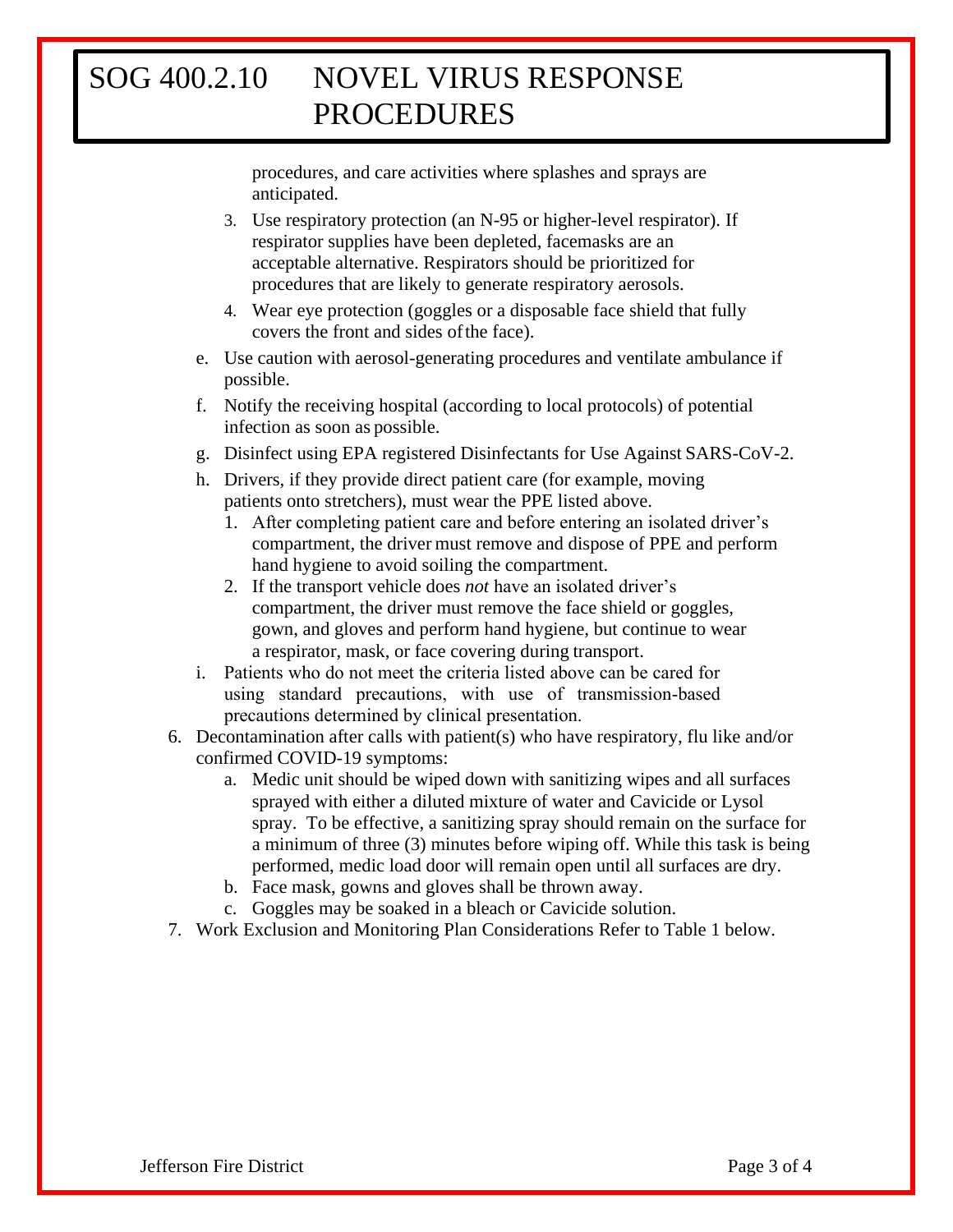procedures, and care activities where splashes and sprays are anticipated.

3. Use respiratory protection (an N-95 or higher-level respirator). If respirator supplies have been depleted, facemasks are an acceptable alternative. Respirators should be prioritized for procedures that are likely to generate respiratory aerosols.
4. Wear eye protection (goggles or a disposable face shield that fully covers the front and sides of the face).

e. Use caution with aerosol-generating procedures and ventilate ambulance if possible.

f. Notify the receiving hospital (according to local protocols) of potential infection as soon as possible.

g. Disinfect using EPA registered Disinfectants for Use Against SARS-CoV-2.

h. Drivers, if they provide direct patient care (for example, moving patients onto stretchers), must wear the PPE listed above.

1. After completing patient care and before entering an isolated driver's compartment, the driver must remove and dispose of PPE and perform hand hygiene to avoid soiling the compartment.
2. If the transport vehicle does *not* have an isolated driver's compartment, the driver must remove the face shield or goggles, gown, and gloves and perform hand hygiene, but continue to wear a respirator, mask, or face covering during transport.

i. Patients who do not meet the criteria listed above can be cared for using standard precautions, with use of transmission-based precautions determined by clinical presentation.

6. Decontamination after calls with patient(s) who have respiratory, flu like and/or confirmed COVID-19 symptoms:
   a. Medic unit should be wiped down with sanitizing wipes and all surfaces sprayed with either a diluted mixture of water and Cavicide or Lysol spray. To be effective, a sanitizing spray should remain on the surface for a minimum of three (3) minutes before wiping off. While this task is being performed, medic load door will remain open until all surfaces are dry.
   b. Face mask, gowns and gloves shall be thrown away.
   c. Goggles may be soaked in a bleach or Cavicide solution.
7. Work Exclusion and Monitoring Plan Considerations Refer to Table 1 below.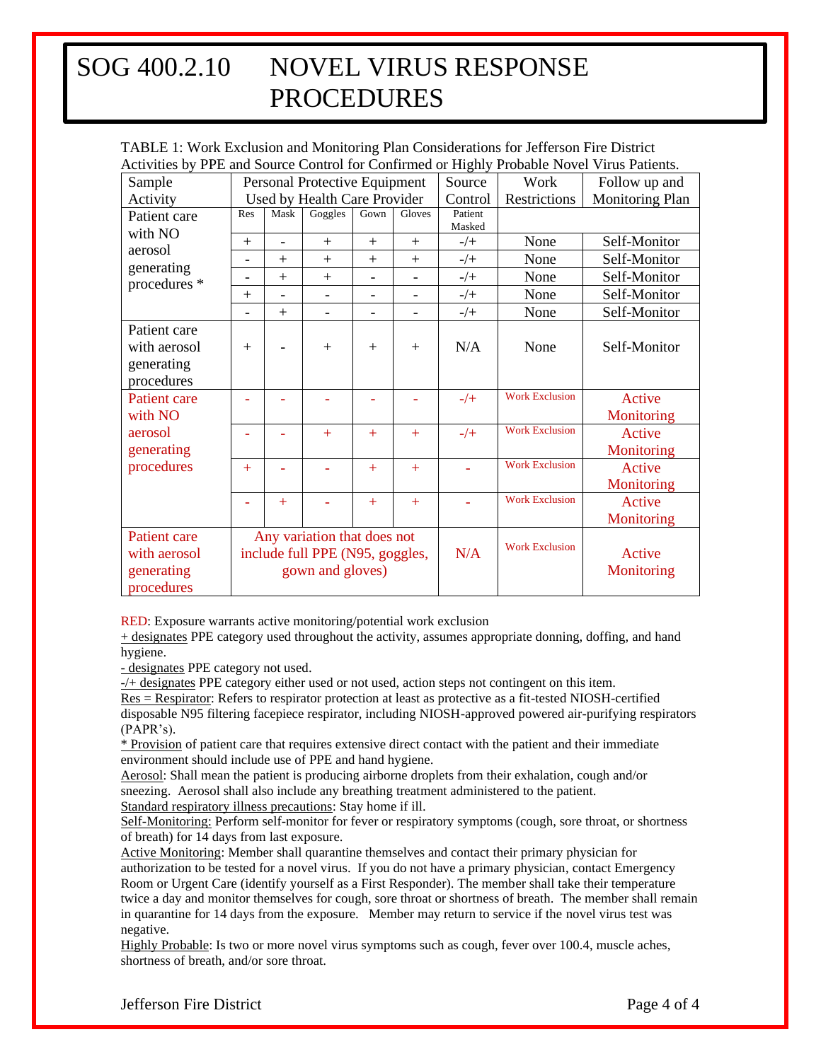# SOG 400.2.10 NOVEL VIRUS RESPONSE PROCEDURES

TABLE 1: Work Exclusion and Monitoring Plan Considerations for Jefferson Fire District Activities by PPE and Source Control for Confirmed or Highly Probable Novel Virus Patients.

| Sample Activity | Personal Protective Equipment Used by Health Care Provider | | | | | Source Control | Work Restrictions | Follow up and Monitoring Plan |
|---|---|---|---|---|---|---|---|---|
| | Res | Mask | Goggles | Gown | Gloves | Patient Masked | | |
| Patient care with NO aerosol generating procedures * | + | - | + | + | + | -/+ | None | Self-Monitor |
| | - | + | + | + | + | -/+ | None | Self-Monitor |
| | - | + | + | - | - | -/+ | None | Self-Monitor |
| | + | - | - | - | - | -/+ | None | Self-Monitor |
| | - | + | - | - | - | -/+ | None | Self-Monitor |
| Patient care with aerosol generating procedures | + | - | + | + | + | N/A | None | Self-Monitor |
| Patient care with NO aerosol generating procedures | - | - | - | - | - | -/+ | Work Exclusion | Active Monitoring |
| | - | - | + | + | + | -/+ | Work Exclusion | Active Monitoring |
| | + | - | - | + | + | - | Work Exclusion | Active Monitoring |
| | - | + | - | + | + | - | Work Exclusion | Active Monitoring |
| Patient care with aerosol generating procedures | Any variation that does not include full PPE (N95, goggles, gown and gloves) | | | | | N/A | Work Exclusion | Active Monitoring |

RED: Exposure warrants active monitoring/potential work exclusion

+ designates PPE category used throughout the activity, assumes appropriate donning, doffing, and hand hygiene.

- designates PPE category not used.

-/+ designates PPE category either used or not used, action steps not contingent on this item.

Res = Respirator: Refers to respirator protection at least as protective as a fit-tested NIOSH-certified disposable N95 filtering facepiece respirator, including NIOSH-approved powered air-purifying respirators (PAPR's).

* Provision of patient care that requires extensive direct contact with the patient and their immediate environment should include use of PPE and hand hygiene.

Aerosol: Shall mean the patient is producing airborne droplets from their exhalation, cough and/or sneezing. Aerosol shall also include any breathing treatment administered to the patient.

Standard respiratory illness precautions: Stay home if ill.

Self-Monitoring: Perform self-monitor for fever or respiratory symptoms (cough, sore throat, or shortness of breath) for 14 days from last exposure.

Active Monitoring: Member shall quarantine themselves and contact their primary physician for authorization to be tested for a novel virus. If you do not have a primary physician, contact Emergency Room or Urgent Care (identify yourself as a First Responder). The member shall take their temperature twice a day and monitor themselves for cough, sore throat or shortness of breath. The member shall remain in quarantine for 14 days from the exposure. Member may return to service if the novel virus test was negative.

Highly Probable: Is two or more novel virus symptoms such as cough, fever over 100.4, muscle aches, shortness of breath, and/or sore throat.